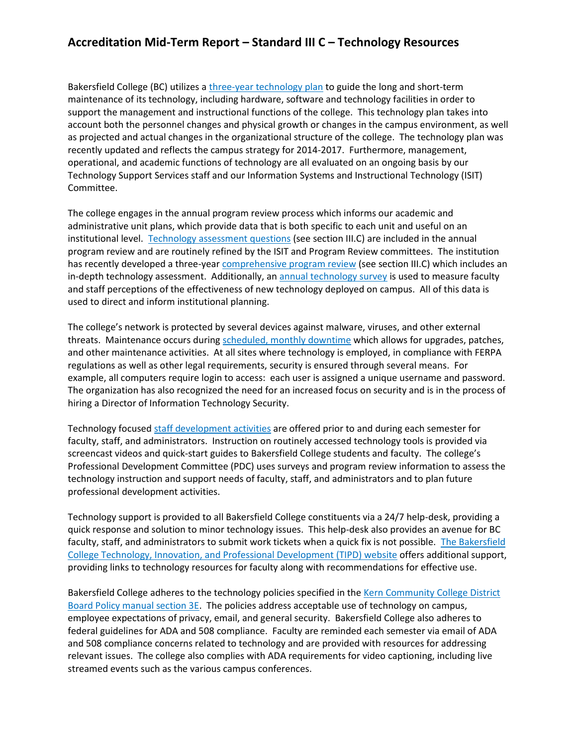# Accreditation Mid-Term Report – Standard III C – Technology Resources

Bakersfield College (BC) utilizes a three-year technology plan to guide the long and short-term maintenance of its technology, including hardware, software and technology facilities in order to support the management and instructional functions of the college. This technology plan takes into account both the personnel changes and physical growth or changes in the campus environment, as well as projected and actual changes in the organizational structure of the college. The technology plan was recently updated and reflects the campus strategy for 2014-2017. Furthermore, management, operational, and academic functions of technology are all evaluated on an ongoing basis by our Technology Support Services staff and our Information Systems and Instructional Technology (ISIT) Committee.

The college engages in the annual program review process which informs our academic and administrative unit plans, which provide data that is both specific to each unit and useful on an institutional level. Technology assessment questions (see section III.C) are included in the annual program review and are routinely refined by the ISIT and Program Review committees. The institution has recently developed a three-year comprehensive program review (see section III.C) which includes an in-depth technology assessment. Additionally, an annual technology survey is used to measure faculty and staff perceptions of the effectiveness of new technology deployed on campus. All of this data is used to direct and inform institutional planning.

The college's network is protected by several devices against malware, viruses, and other external threats. Maintenance occurs during scheduled, monthly downtime which allows for upgrades, patches, and other maintenance activities. At all sites where technology is employed, in compliance with FERPA regulations as well as other legal requirements, security is ensured through several means. For example, all computers require login to access: each user is assigned a unique username and password. The organization has also recognized the need for an increased focus on security and is in the process of hiring a Director of Information Technology Security.

Technology focused staff development activities are offered prior to and during each semester for faculty, staff, and administrators. Instruction on routinely accessed technology tools is provided via screencast videos and quick-start guides to Bakersfield College students and faculty. The college's Professional Development Committee (PDC) uses surveys and program review information to assess the technology instruction and support needs of faculty, staff, and administrators and to plan future professional development activities.

Technology support is provided to all Bakersfield College constituents via a 24/7 help-desk, providing a quick response and solution to minor technology issues. This help-desk also provides an avenue for BC faculty, staff, and administrators to submit work tickets when a quick fix is not possible. The Bakersfield College Technology, Innovation, and Professional Development (TIPD) website offers additional support, providing links to technology resources for faculty along with recommendations for effective use.

Bakersfield College adheres to the technology policies specified in the Kern Community College District Board Policy manual section 3E. The policies address acceptable use of technology on campus, employee expectations of privacy, email, and general security. Bakersfield College also adheres to federal guidelines for ADA and 508 compliance. Faculty are reminded each semester via email of ADA and 508 compliance concerns related to technology and are provided with resources for addressing relevant issues. The college also complies with ADA requirements for video captioning, including live streamed events such as the various campus conferences.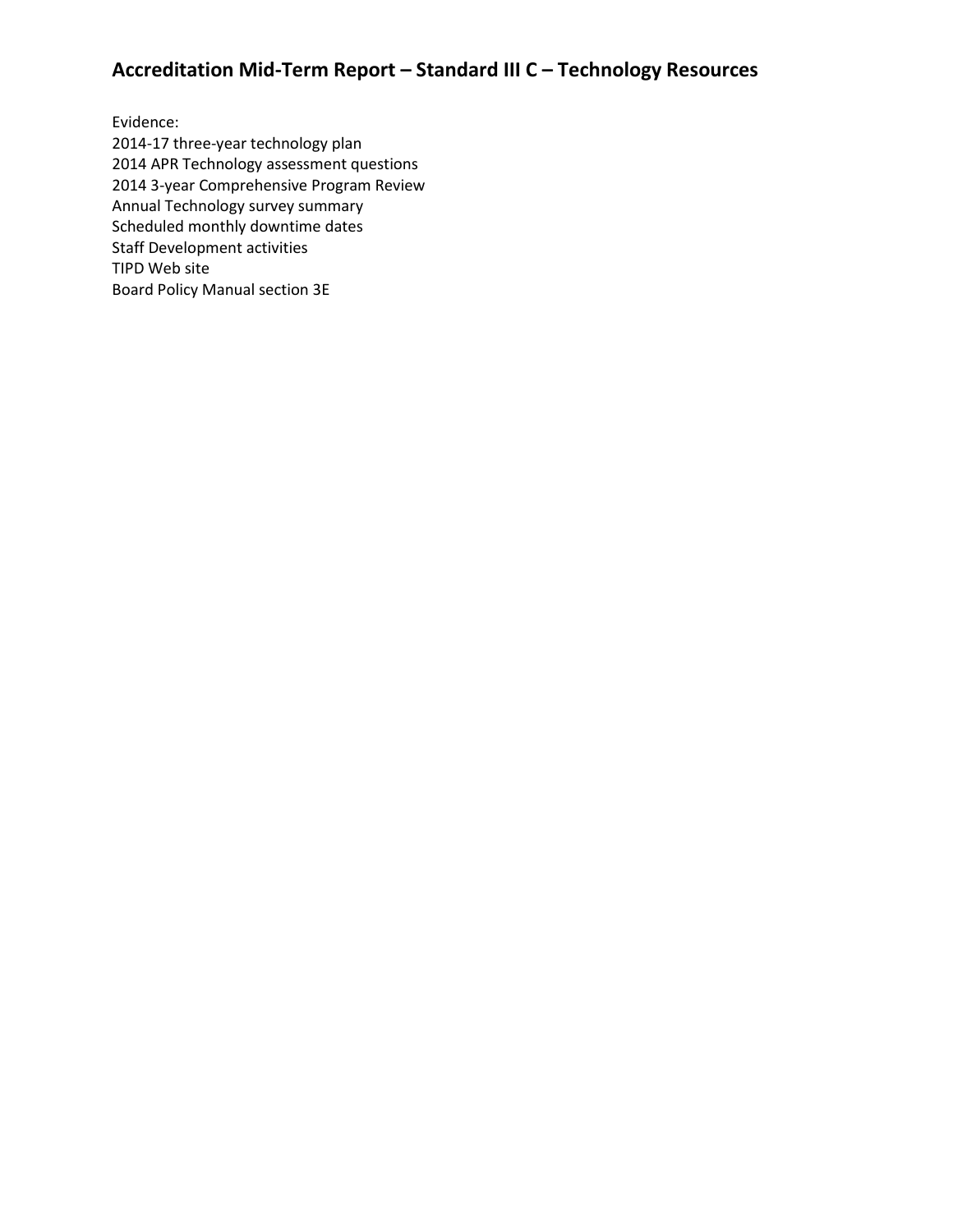## Accreditation Mid-Term Report – Standard III C – Technology Resources

Evidence:
2014-17 three-year technology plan
2014 APR Technology assessment questions
2014 3-year Comprehensive Program Review
Annual Technology survey summary
Scheduled monthly downtime dates
Staff Development activities
TIPD Web site
Board Policy Manual section 3E